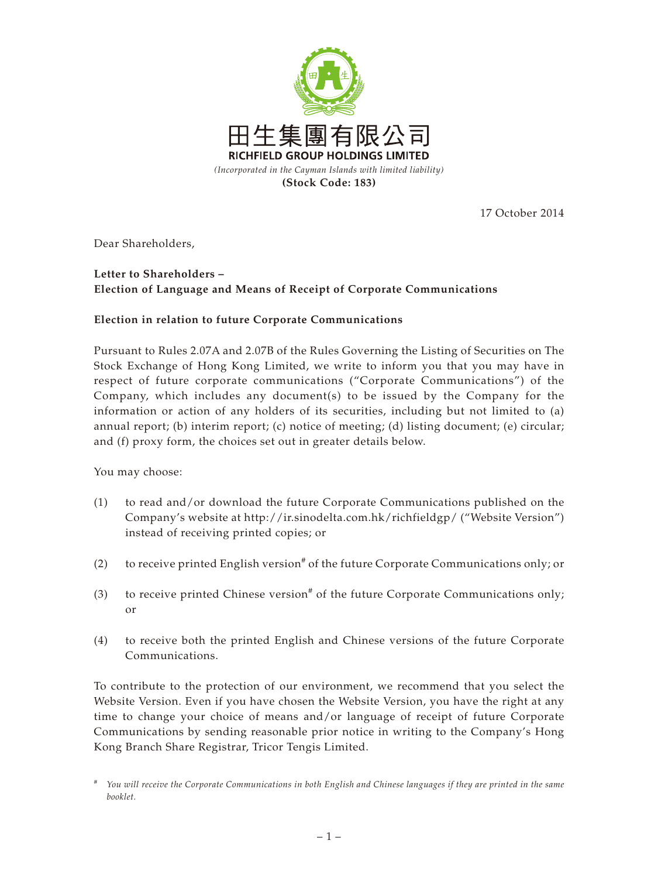田生集團有限公司
**RICHFIELD GROUP HOLDINGS LIMITED**
*(Incorporated in the Cayman Islands with limited liability)*
**(Stock Code: 183)**

17 October 2014

Dear Shareholders,

**Letter to Shareholders –**
**Election of Language and Means of Receipt of Corporate Communications**

**Election in relation to future Corporate Communications**

Pursuant to Rules 2.07A and 2.07B of the Rules Governing the Listing of Securities on The Stock Exchange of Hong Kong Limited, we write to inform you that you may have in respect of future corporate communications ("Corporate Communications") of the Company, which includes any document(s) to be issued by the Company for the information or action of any holders of its securities, including but not limited to (a) annual report; (b) interim report; (c) notice of meeting; (d) listing document; (e) circular; and (f) proxy form, the choices set out in greater details below.

You may choose:

(1) to read and/or download the future Corporate Communications published on the Company's website at http://ir.sinodelta.com.hk/richfieldgp/ ("Website Version") instead of receiving printed copies; or

(2) to receive printed English version[#] of the future Corporate Communications only; or

(3) to receive printed Chinese version[#] of the future Corporate Communications only; or

(4) to receive both the printed English and Chinese versions of the future Corporate Communications.

To contribute to the protection of our environment, we recommend that you select the Website Version. Even if you have chosen the Website Version, you have the right at any time to change your choice of means and/or language of receipt of future Corporate Communications by sending reasonable prior notice in writing to the Company's Hong Kong Branch Share Registrar, Tricor Tengis Limited.

[#] *You will receive the Corporate Communications in both English and Chinese languages if they are printed in the same booklet.*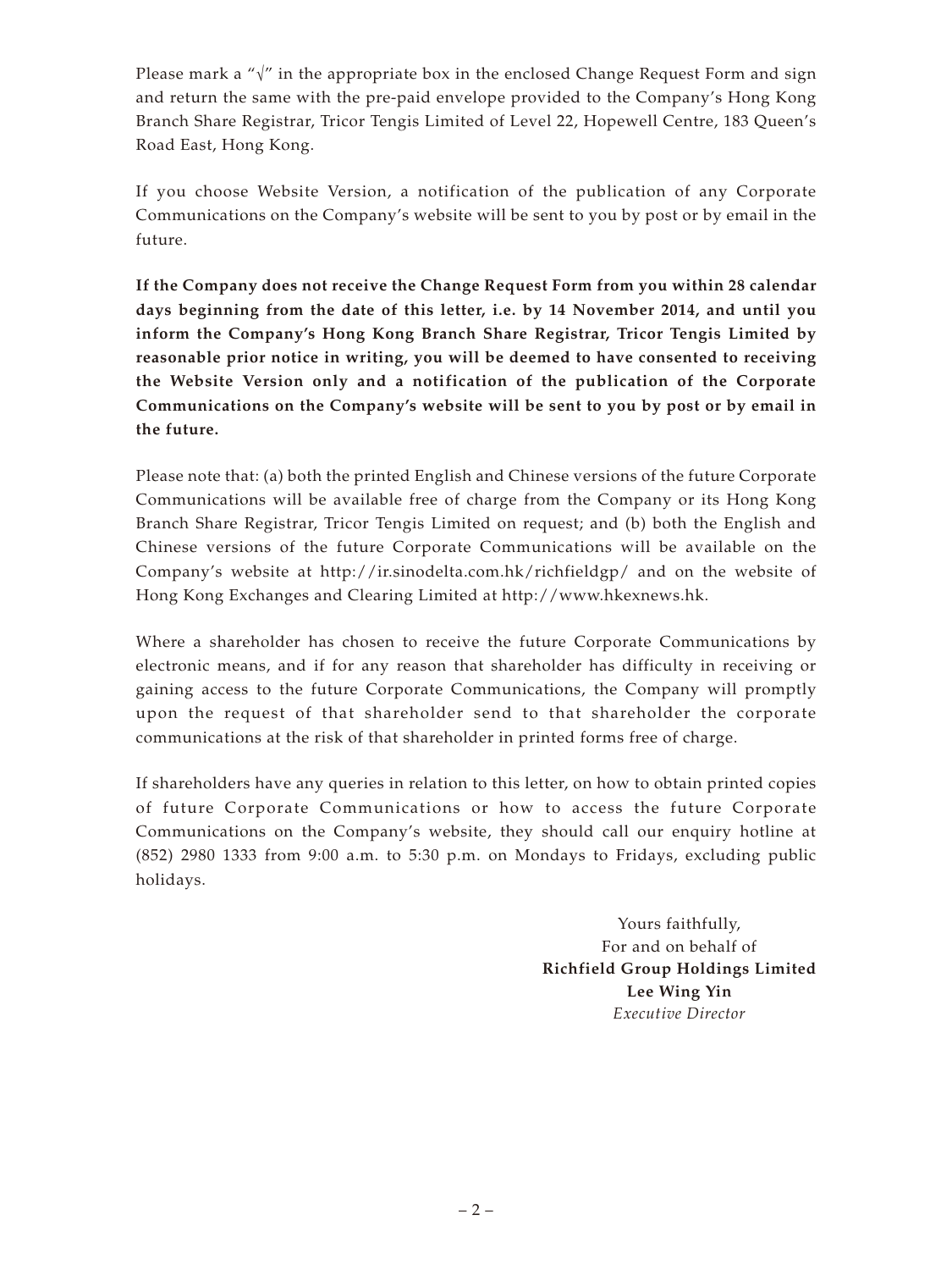Please mark a "√" in the appropriate box in the enclosed Change Request Form and sign and return the same with the pre-paid envelope provided to the Company's Hong Kong Branch Share Registrar, Tricor Tengis Limited of Level 22, Hopewell Centre, 183 Queen's Road East, Hong Kong.

If you choose Website Version, a notification of the publication of any Corporate Communications on the Company's website will be sent to you by post or by email in the future.

**If the Company does not receive the Change Request Form from you within 28 calendar days beginning from the date of this letter, i.e. by 14 November 2014, and until you inform the Company's Hong Kong Branch Share Registrar, Tricor Tengis Limited by reasonable prior notice in writing, you will be deemed to have consented to receiving the Website Version only and a notification of the publication of the Corporate Communications on the Company's website will be sent to you by post or by email in the future.**

Please note that: (a) both the printed English and Chinese versions of the future Corporate Communications will be available free of charge from the Company or its Hong Kong Branch Share Registrar, Tricor Tengis Limited on request; and (b) both the English and Chinese versions of the future Corporate Communications will be available on the Company's website at http://ir.sinodelta.com.hk/richfieldgp/ and on the website of Hong Kong Exchanges and Clearing Limited at http://www.hkexnews.hk.

Where a shareholder has chosen to receive the future Corporate Communications by electronic means, and if for any reason that shareholder has difficulty in receiving or gaining access to the future Corporate Communications, the Company will promptly upon the request of that shareholder send to that shareholder the corporate communications at the risk of that shareholder in printed forms free of charge.

If shareholders have any queries in relation to this letter, on how to obtain printed copies of future Corporate Communications or how to access the future Corporate Communications on the Company's website, they should call our enquiry hotline at (852) 2980 1333 from 9:00 a.m. to 5:30 p.m. on Mondays to Fridays, excluding public holidays.

Yours faithfully,
For and on behalf of
**Richfield Group Holdings Limited**
**Lee Wing Yin**
*Executive Director*